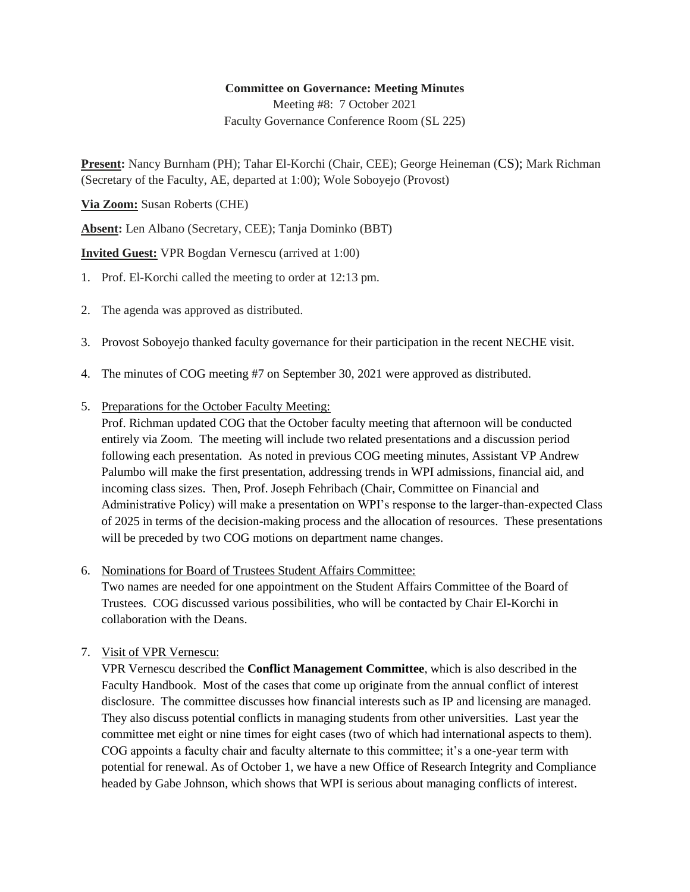**Committee on Governance: Meeting Minutes**

Meeting #8: 7 October 2021

Faculty Governance Conference Room (SL 225)

**Present:** Nancy Burnham (PH); Tahar El-Korchi (Chair, CEE); George Heineman (CS); Mark Richman (Secretary of the Faculty, AE, departed at 1:00); Wole Soboyejo (Provost)

**Via Zoom:** Susan Roberts (CHE)

**Absent:** Len Albano (Secretary, CEE); Tanja Dominko (BBT)

**Invited Guest:** VPR Bogdan Vernescu (arrived at 1:00)

1. Prof. El-Korchi called the meeting to order at 12:13 pm.

2. The agenda was approved as distributed.

3. Provost Soboyejo thanked faculty governance for their participation in the recent NECHE visit.

4. The minutes of COG meeting #7 on September 30, 2021 were approved as distributed.

5. Preparations for the October Faculty Meeting:
   Prof. Richman updated COG that the October faculty meeting that afternoon will be conducted entirely via Zoom. The meeting will include two related presentations and a discussion period following each presentation. As noted in previous COG meeting minutes, Assistant VP Andrew Palumbo will make the first presentation, addressing trends in WPI admissions, financial aid, and incoming class sizes. Then, Prof. Joseph Fehribach (Chair, Committee on Financial and Administrative Policy) will make a presentation on WPI's response to the larger-than-expected Class of 2025 in terms of the decision-making process and the allocation of resources. These presentations will be preceded by two COG motions on department name changes.

6. Nominations for Board of Trustees Student Affairs Committee:
   Two names are needed for one appointment on the Student Affairs Committee of the Board of Trustees. COG discussed various possibilities, who will be contacted by Chair El-Korchi in collaboration with the Deans.

7. Visit of VPR Vernescu:
   VPR Vernescu described the **Conflict Management Committee**, which is also described in the Faculty Handbook. Most of the cases that come up originate from the annual conflict of interest disclosure. The committee discusses how financial interests such as IP and licensing are managed. They also discuss potential conflicts in managing students from other universities. Last year the committee met eight or nine times for eight cases (two of which had international aspects to them). COG appoints a faculty chair and faculty alternate to this committee; it's a one-year term with potential for renewal. As of October 1, we have a new Office of Research Integrity and Compliance headed by Gabe Johnson, which shows that WPI is serious about managing conflicts of interest.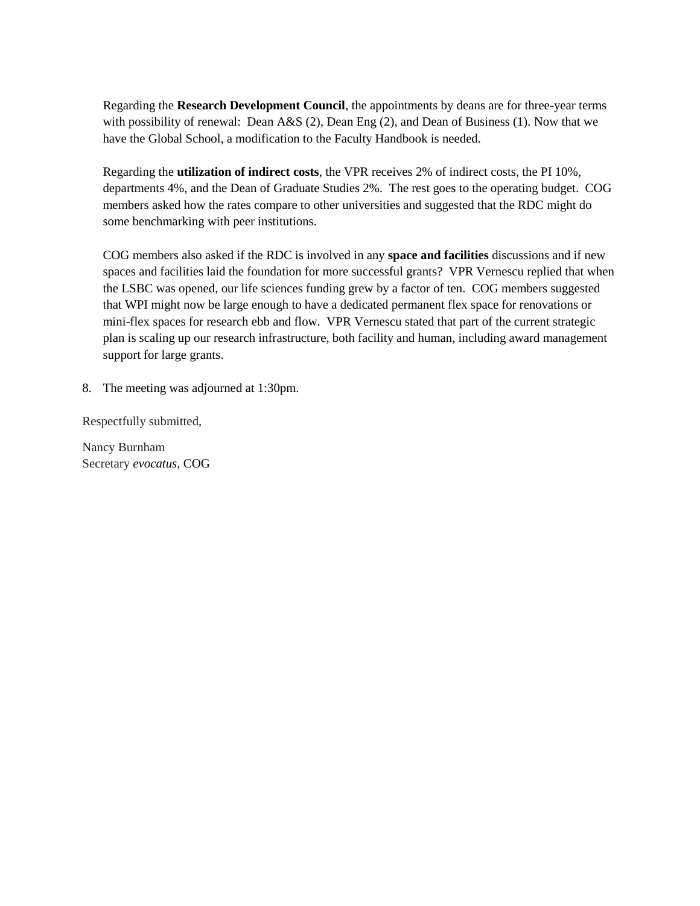Regarding the **Research Development Council**, the appointments by deans are for three-year terms with possibility of renewal: Dean A&S (2), Dean Eng (2), and Dean of Business (1). Now that we have the Global School, a modification to the Faculty Handbook is needed.

Regarding the **utilization of indirect costs**, the VPR receives 2% of indirect costs, the PI 10%, departments 4%, and the Dean of Graduate Studies 2%. The rest goes to the operating budget. COG members asked how the rates compare to other universities and suggested that the RDC might do some benchmarking with peer institutions.

COG members also asked if the RDC is involved in any **space and facilities** discussions and if new spaces and facilities laid the foundation for more successful grants? VPR Vernescu replied that when the LSBC was opened, our life sciences funding grew by a factor of ten. COG members suggested that WPI might now be large enough to have a dedicated permanent flex space for renovations or mini-flex spaces for research ebb and flow. VPR Vernescu stated that part of the current strategic plan is scaling up our research infrastructure, both facility and human, including award management support for large grants.

8. The meeting was adjourned at 1:30pm.

Respectfully submitted,

Nancy Burnham
Secretary *evocatus*, COG